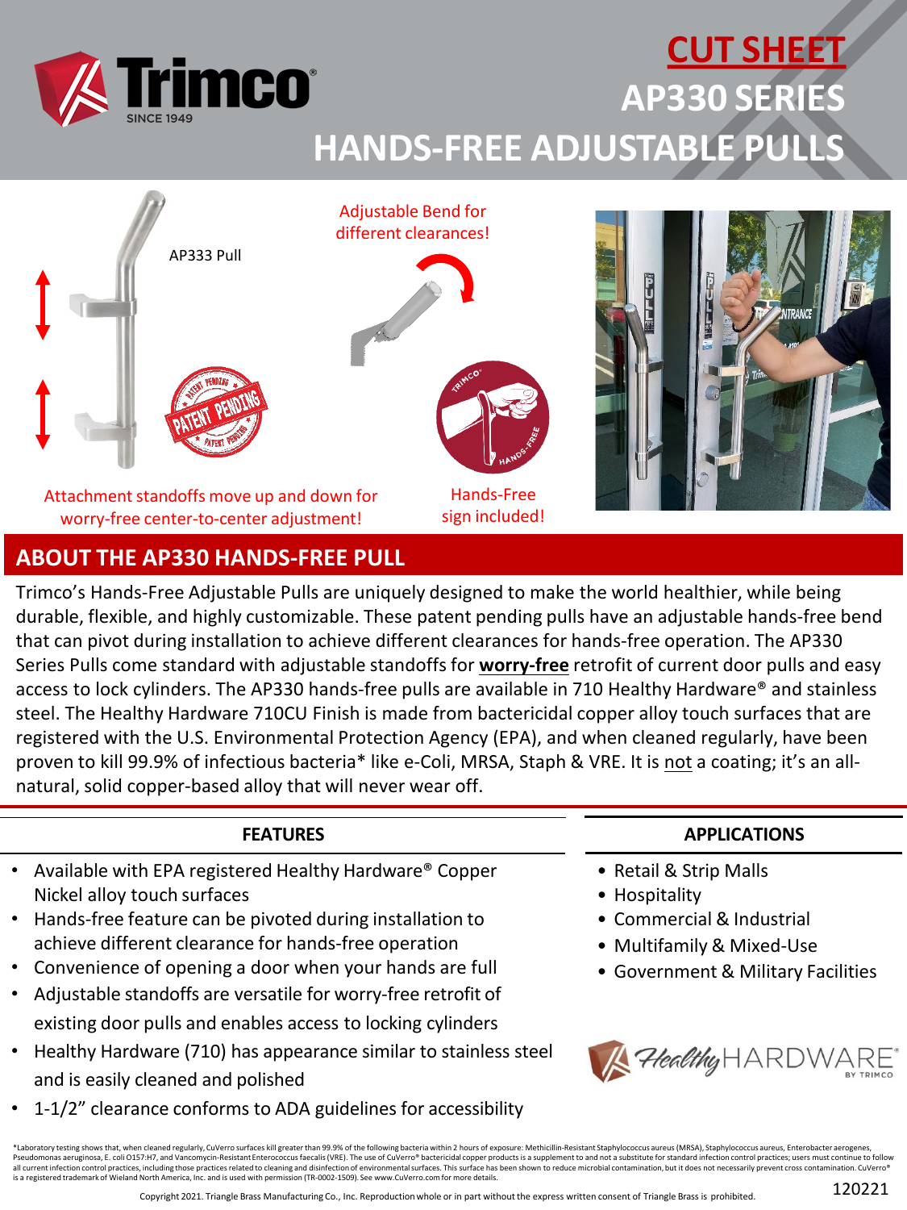# CUT SHEET

# AP330 SERIES

# HANDS-FREE ADJUSTABLE PULLS

AP333 Pull

Adjustable Bend for different clearances!

Attachment standoffs move up and down for worry-free center-to-center adjustment!

Hands-Free sign included!

## ABOUT THE AP330 HANDS-FREE PULL

Trimco's Hands-Free Adjustable Pulls are uniquely designed to make the world healthier, while being durable, flexible, and highly customizable. These patent pending pulls have an adjustable hands-free bend that can pivot during installation to achieve different clearances for hands-free operation. The AP330 Series Pulls come standard with adjustable standoffs for **worry-free** retrofit of current door pulls and easy access to lock cylinders. The AP330 hands-free pulls are available in 710 Healthy Hardware® and stainless steel. The Healthy Hardware 710CU Finish is made from bactericidal copper alloy touch surfaces that are registered with the U.S. Environmental Protection Agency (EPA), and when cleaned regularly, have been proven to kill 99.9% of infectious bacteria* like e-Coli, MRSA, Staph & VRE. It is not a coating; it's an all-natural, solid copper-based alloy that will never wear off.

### FEATURES

- Available with EPA registered Healthy Hardware® Copper Nickel alloy touch surfaces
- Hands-free feature can be pivoted during installation to achieve different clearance for hands-free operation
- Convenience of opening a door when your hands are full
- Adjustable standoffs are versatile for worry-free retrofit of existing door pulls and enables access to locking cylinders
- Healthy Hardware (710) has appearance similar to stainless steel and is easily cleaned and polished
- 1-1/2" clearance conforms to ADA guidelines for accessibility

### APPLICATIONS

- Retail & Strip Malls
- Hospitality
- Commercial & Industrial
- Multifamily & Mixed-Use
- Government & Military Facilities

*Laboratory testing shows that, when cleaned regularly, CuVerro surfaces kill greater than 99.9% of the following bacteria within 2 hours of exposure: Methicillin-Resistant Staphylococcus aureus (MRSA), Staphylococcus aureus, Enterobacter aerogenes, Pseudomonas aeruginosa, E. coli O157:H7, and Vancomycin-Resistant Enterococcus faecalis (VRE). The use of CuVerro® bactericidal copper products is a supplement to and not a substitute for standard infection control practices; users must continue to follow all current infection control practices, including those practices related to cleaning and disinfection of environmental surfaces. This surface has been shown to reduce microbial contamination, but it does not necessarily prevent cross contamination. CuVerro® is a registered trademark of Wieland North America, Inc. and is used with permission (TR-0002-1509). See www.CuVerro.com for more details.

Copyright 2021. Triangle Brass Manufacturing Co., Inc. Reproduction whole or in part without the express written consent of Triangle Brass is prohibited.

120221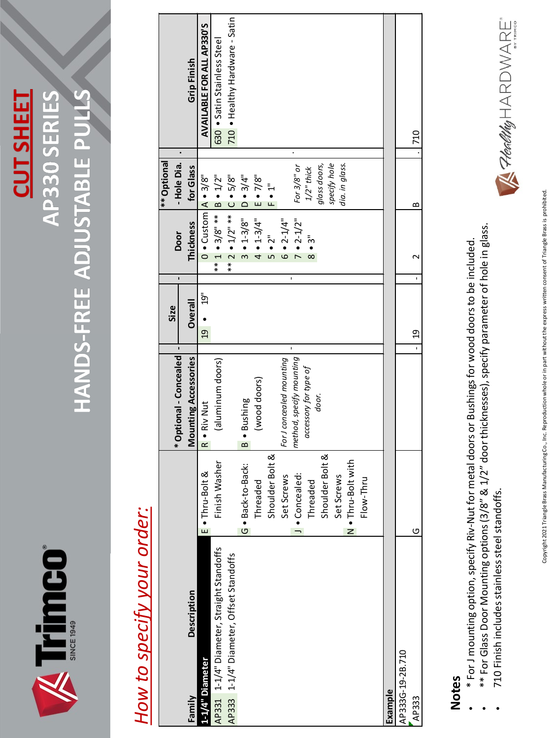# CUT SHEET

## AP330 SERIES

## HANDS-FREE ADJUSTABLE PULLS

## *How to specify your order:*

| Family | Description | | *Optional - Concealed Mounting Accessories | Size Overall | Door Thickness | ** Optional - Hole Dia. for Glass | Grip Finish |
|---|---|---|---|---|---|---|---|
| **1-1/4" Diameter** | | | | | | | **AVAILABLE FOR ALL AP330'S** |
| AP331 | 1-1/4" Diameter, Straight Standoffs | E • Thru-Bolt & Finish Washer | R • Riv Nut (aluminum doors) | 19 • 19" | 0 • Custom | A • 3/8" | 630 • Satin Stainless Steel |
| AP333 | 1-1/4" Diameter, Offset Standoffs | G • Back-to-Back: Threaded Shoulder Bolt & Set Screws | B • Bushing (wood doors) | | ** 1 • 3/8" ** | B • 1/2" | 710 • Healthy Hardware - Satin |
| | | J • Concealed: Threaded Shoulder Bolt & Set Screws | *For J concealed mounting method, specify mounting accessory for type of door.* | | ** 2 • 1/2" ** | C • 5/8" | |
| | | N • Thru-Bolt with Flow-Thru | | | 3 • 1-3/8" | D • 3/4" | |
| | | | | | 4 • 1-3/4" | E • 7/8" | |
| | | | | | 5 • 2" | F • 1" | |
| | | | | | 6 • 2-1/4" | *For 3/8" or 1/2" thick glass doors, specify hole dia. in glass.* | |
| | | | | | 7 • 2-1/2" | | |
| | | | | | 8 • 3" | | |
| **Example** | | | | | | | |
| AP333G-19-2B.710 | | | | | | | |
| AP333 | | G | - | 19 | - 2 | B | . 710 |

## Notes

- * For J mounting option, specify Riv-Nut for metal doors or Bushings for wood doors to be included.
- ** For Glass Door Mounting options (3/8" & 1/2" door thicknesses), specify parameter of hole in glass.
- 710 Finish includes stainless steel standoffs.

Copyright 2021 Triangle Brass Manufacturing Co., Inc. Reproduction whole or in part without the express written consent of Triangle Brass is prohibited.